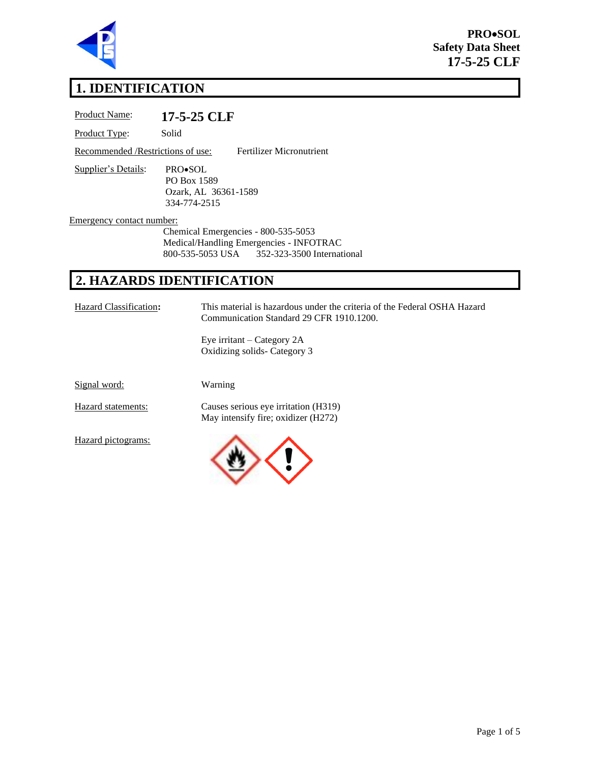# 1. IDENTIFICATION

Product Name: **17-5-25 CLF**

Product Type: Solid

Recommended /Restrictions of use: Fertilizer Micronutrient

Supplier's Details:
PRO•SOL
PO Box 1589
Ozark, AL 36361-1589
334-774-2515

Emergency contact number:
Chemical Emergencies - 800-535-5053
Medical/Handling Emergencies - INFOTRAC
800-535-5053 USA 352-323-3500 International

# 2. HAZARDS IDENTIFICATION

Hazard Classification: This material is hazardous under the criteria of the Federal OSHA Hazard Communication Standard 29 CFR 1910.1200.

Eye irritant – Category 2A
Oxidizing solids- Category 3

Signal word: Warning

Hazard statements:
Causes serious eye irritation (H319)
May intensify fire; oxidizer (H272)

Hazard pictograms: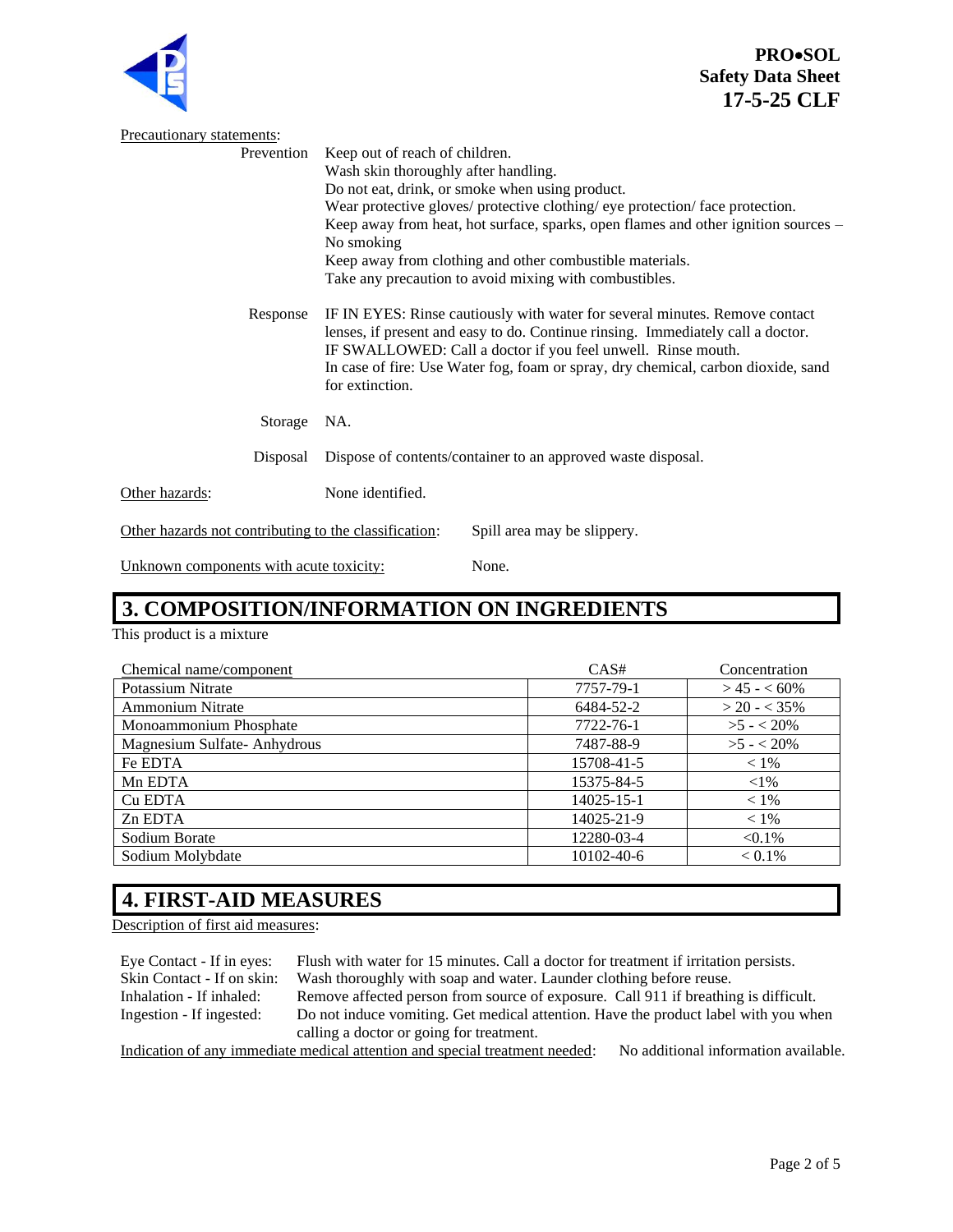Precautionary statements:

| | |
|---|---|
| Prevention | Keep out of reach of children.<br>Wash skin thoroughly after handling.<br>Do not eat, drink, or smoke when using product.<br>Wear protective gloves/ protective clothing/ eye protection/ face protection.<br>Keep away from heat, hot surface, sparks, open flames and other ignition sources – No smoking<br>Keep away from clothing and other combustible materials.<br>Take any precaution to avoid mixing with combustibles. |
| Response | IF IN EYES: Rinse cautiously with water for several minutes. Remove contact lenses, if present and easy to do. Continue rinsing. Immediately call a doctor.<br>IF SWALLOWED: Call a doctor if you feel unwell. Rinse mouth.<br>In case of fire: Use Water fog, foam or spray, dry chemical, carbon dioxide, sand for extinction. |
| Storage | NA. |
| Disposal | Dispose of contents/container to an approved waste disposal. |

Other hazards: None identified.

Other hazards not contributing to the classification: Spill area may be slippery.

Unknown components with acute toxicity: None.

## 3. COMPOSITION/INFORMATION ON INGREDIENTS

This product is a mixture

| Chemical name/component | CAS# | Concentration |
|---|---|---|
| Potassium Nitrate | 7757-79-1 | > 45 - < 60% |
| Ammonium Nitrate | 6484-52-2 | > 20 - < 35% |
| Monoammonium Phosphate | 7722-76-1 | >5 - < 20% |
| Magnesium Sulfate- Anhydrous | 7487-88-9 | >5 - < 20% |
| Fe EDTA | 15708-41-5 | < 1% |
| Mn EDTA | 15375-84-5 | <1% |
| Cu EDTA | 14025-15-1 | < 1% |
| Zn EDTA | 14025-21-9 | < 1% |
| Sodium Borate | 12280-03-4 | <0.1% |
| Sodium Molybdate | 10102-40-6 | < 0.1% |

## 4. FIRST-AID MEASURES

Description of first aid measures:

| | |
|---|---|
| Eye Contact - If in eyes: | Flush with water for 15 minutes. Call a doctor for treatment if irritation persists. |
| Skin Contact - If on skin: | Wash thoroughly with soap and water. Launder clothing before reuse. |
| Inhalation - If inhaled: | Remove affected person from source of exposure. Call 911 if breathing is difficult. |
| Ingestion - If ingested: | Do not induce vomiting. Get medical attention. Have the product label with you when calling a doctor or going for treatment. |

Indication of any immediate medical attention and special treatment needed: No additional information available.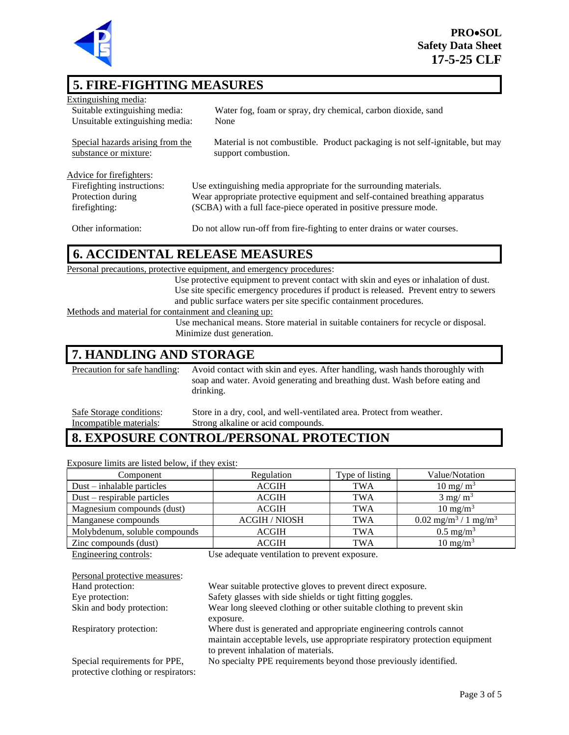## 5. FIRE-FIGHTING MEASURES

Extinguishing media:

Suitable extinguishing media: Water fog, foam or spray, dry chemical, carbon dioxide, sand

Unsuitable extinguishing media: None

Special hazards arising from the substance or mixture: Material is not combustible. Product packaging is not self-ignitable, but may support combustion.

Advice for firefighters:

Firefighting instructions: Use extinguishing media appropriate for the surrounding materials.

Protection during firefighting: Wear appropriate protective equipment and self-contained breathing apparatus (SCBA) with a full face-piece operated in positive pressure mode.

Other information: Do not allow run-off from fire-fighting to enter drains or water courses.

## 6. ACCIDENTAL RELEASE MEASURES

Personal precautions, protective equipment, and emergency procedures:

Use protective equipment to prevent contact with skin and eyes or inhalation of dust. Use site specific emergency procedures if product is released. Prevent entry to sewers and public surface waters per site specific containment procedures.

Methods and material for containment and cleaning up:

Use mechanical means. Store material in suitable containers for recycle or disposal. Minimize dust generation.

## 7. HANDLING AND STORAGE

Precaution for safe handling: Avoid contact with skin and eyes. After handling, wash hands thoroughly with soap and water. Avoid generating and breathing dust. Wash before eating and drinking.

Safe Storage conditions: Store in a dry, cool, and well-ventilated area. Protect from weather.

Incompatible materials: Strong alkaline or acid compounds.

## 8. EXPOSURE CONTROL/PERSONAL PROTECTION

Exposure limits are listed below, if they exist:

| Component | Regulation | Type of listing | Value/Notation |
|---|---|---|---|
| Dust – inhalable particles | ACGIH | TWA | 10 mg/ $m^3$ |
| Dust – respirable particles | ACGIH | TWA | 3 mg/ $m^3$ |
| Magnesium compounds (dust) | ACGIH | TWA | 10 $mg/m^3$ |
| Manganese compounds | ACGIH / NIOSH | TWA | 0.02 $mg/m^3$ / 1 $mg/m^3$ |
| Molybdenum, soluble compounds | ACGIH | TWA | 0.5 $mg/m^3$ |
| Zinc compounds (dust) | ACGIH | TWA | 10 $mg/m^3$ |

Engineering controls: Use adequate ventilation to prevent exposure.

Personal protective measures:

Hand protection: Wear suitable protective gloves to prevent direct exposure.

Eye protection: Safety glasses with side shields or tight fitting goggles.

Skin and body protection: Wear long sleeved clothing or other suitable clothing to prevent skin exposure.

Respiratory protection: Where dust is generated and appropriate engineering controls cannot maintain acceptable levels, use appropriate respiratory protection equipment to prevent inhalation of materials.

Special requirements for PPE, protective clothing or respirators: No specialty PPE requirements beyond those previously identified.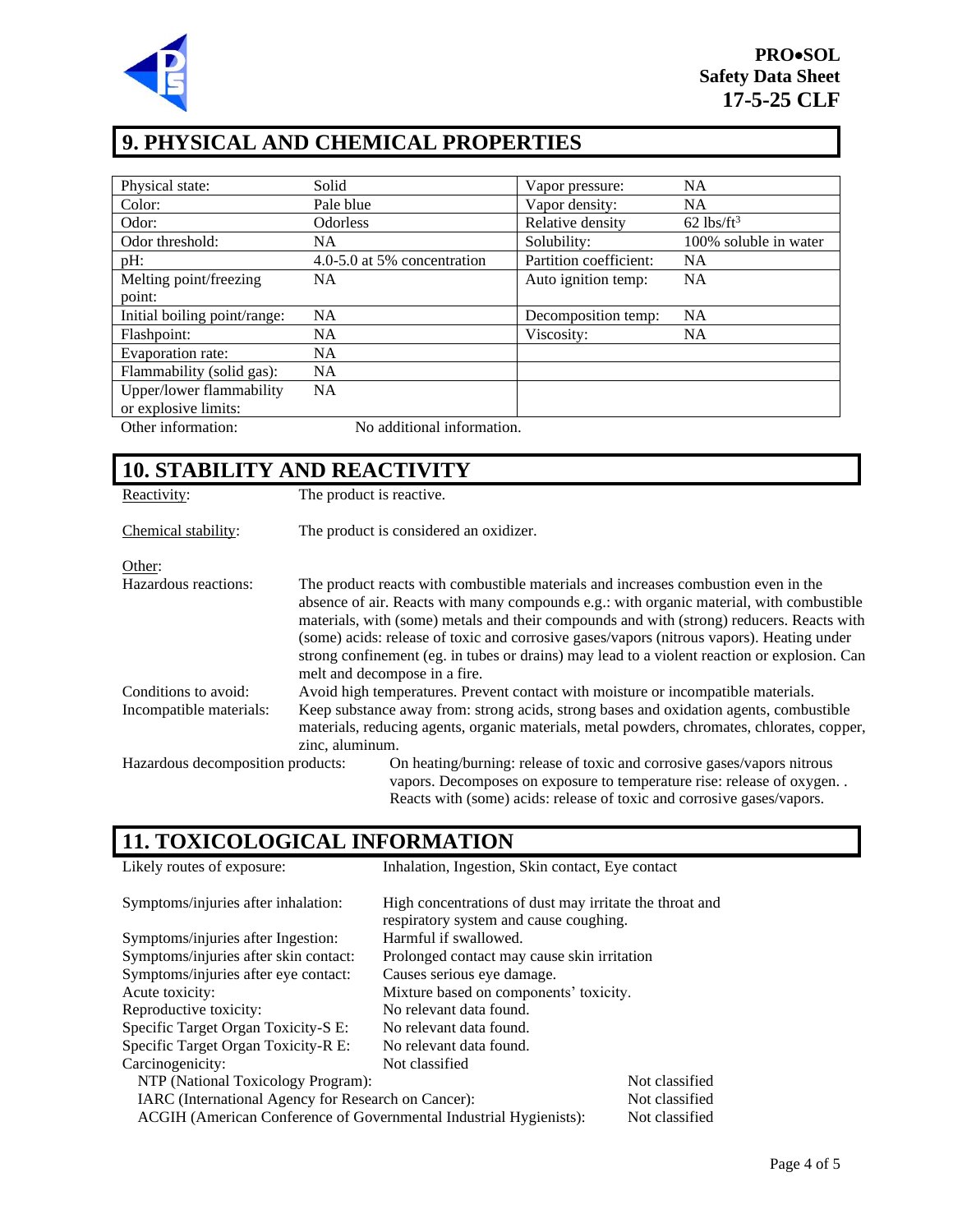## 9. PHYSICAL AND CHEMICAL PROPERTIES

| | | | |
|---|---|---|---|
| Physical state: | Solid | Vapor pressure: | NA |
| Color: | Pale blue | Vapor density: | NA |
| Odor: | Odorless | Relative density | 62 $lbs/ft^3$ |
| Odor threshold: | NA | Solubility: | 100% soluble in water |
| pH: | 4.0-5.0 at 5% concentration | Partition coefficient: | NA |
| Melting point/freezing point: | NA | Auto ignition temp: | NA |
| Initial boiling point/range: | NA | Decomposition temp: | NA |
| Flashpoint: | NA | Viscosity: | NA |
| Evaporation rate: | NA | | |
| Flammability (solid gas): | NA | | |
| Upper/lower flammability or explosive limits: | NA | | |

Other information: No additional information.

## 10. STABILITY AND REACTIVITY

Reactivity: The product is reactive.

Chemical stability: The product is considered an oxidizer.

Other:

Hazardous reactions: The product reacts with combustible materials and increases combustion even in the absence of air. Reacts with many compounds e.g.: with organic material, with combustible materials, with (some) metals and their compounds and with (strong) reducers. Reacts with (some) acids: release of toxic and corrosive gases/vapors (nitrous vapors). Heating under strong confinement (eg. in tubes or drains) may lead to a violent reaction or explosion. Can melt and decompose in a fire.

Conditions to avoid: Avoid high temperatures. Prevent contact with moisture or incompatible materials.

Incompatible materials: Keep substance away from: strong acids, strong bases and oxidation agents, combustible materials, reducing agents, organic materials, metal powders, chromates, chlorates, copper, zinc, aluminum.

Hazardous decomposition products: On heating/burning: release of toxic and corrosive gases/vapors nitrous vapors. Decomposes on exposure to temperature rise: release of oxygen. . Reacts with (some) acids: release of toxic and corrosive gases/vapors.

## 11. TOXICOLOGICAL INFORMATION

Likely routes of exposure: Inhalation, Ingestion, Skin contact, Eye contact

Symptoms/injuries after inhalation: High concentrations of dust may irritate the throat and respiratory system and cause coughing.

Symptoms/injuries after Ingestion: Harmful if swallowed.

Symptoms/injuries after skin contact: Prolonged contact may cause skin irritation

Symptoms/injuries after eye contact: Causes serious eye damage.

Acute toxicity: Mixture based on components' toxicity.

Reproductive toxicity: No relevant data found.

Specific Target Organ Toxicity-S E: No relevant data found.

Specific Target Organ Toxicity-R E: No relevant data found.

Carcinogenicity: Not classified

- NTP (National Toxicology Program): Not classified
- IARC (International Agency for Research on Cancer): Not classified
- ACGIH (American Conference of Governmental Industrial Hygienists): Not classified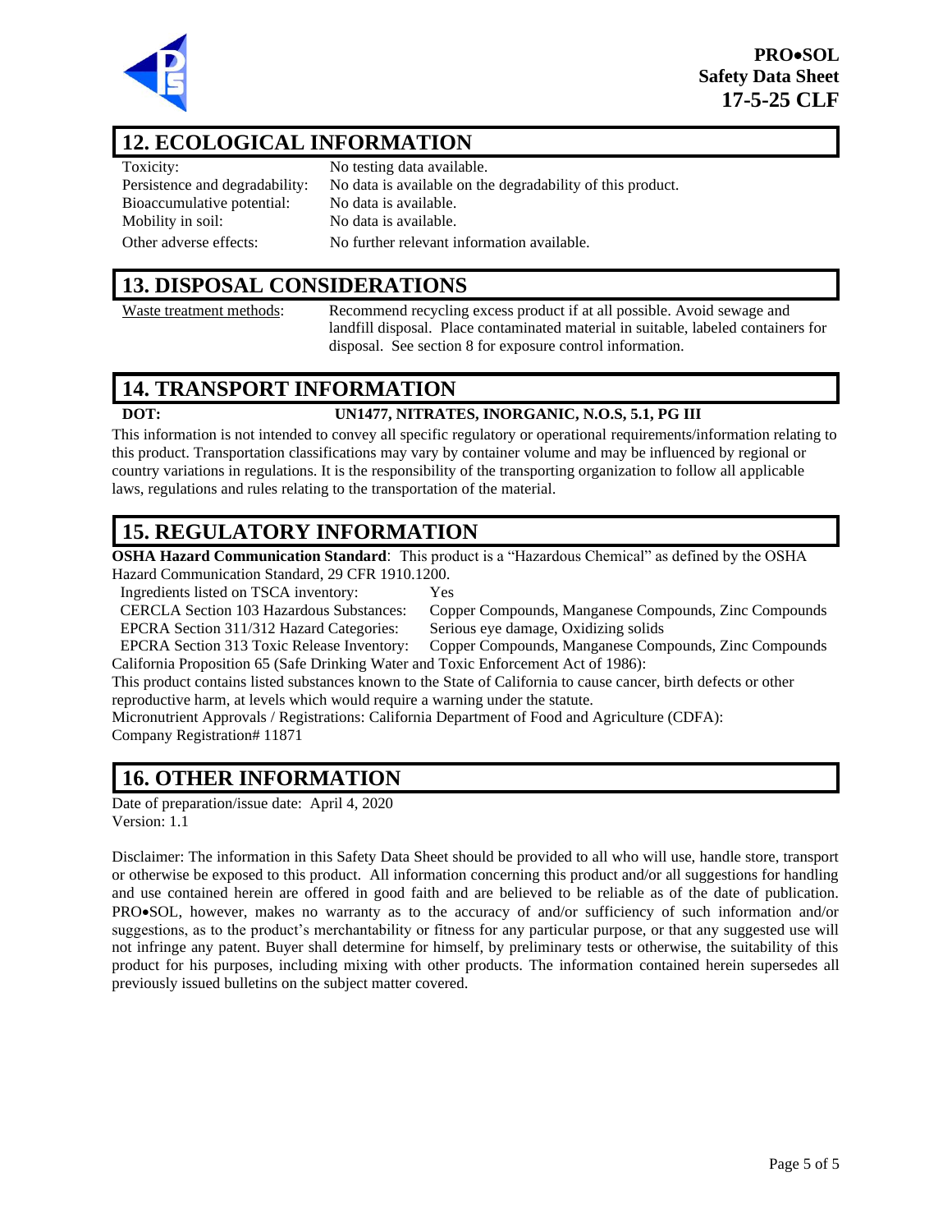## 12. ECOLOGICAL INFORMATION

| | |
|---|---|
| Toxicity: | No testing data available. |
| Persistence and degradability: | No data is available on the degradability of this product. |
| Bioaccumulative potential: | No data is available. |
| Mobility in soil: | No data is available. |
| Other adverse effects: | No further relevant information available. |

## 13. DISPOSAL CONSIDERATIONS

Waste treatment methods: Recommend recycling excess product if at all possible. Avoid sewage and landfill disposal. Place contaminated material in suitable, labeled containers for disposal. See section 8 for exposure control information.

## 14. TRANSPORT INFORMATION

**DOT: UN1477, NITRATES, INORGANIC, N.O.S, 5.1, PG III**

This information is not intended to convey all specific regulatory or operational requirements/information relating to this product. Transportation classifications may vary by container volume and may be influenced by regional or country variations in regulations. It is the responsibility of the transporting organization to follow all applicable laws, regulations and rules relating to the transportation of the material.

## 15. REGULATORY INFORMATION

**OSHA Hazard Communication Standard**: This product is a "Hazardous Chemical" as defined by the OSHA Hazard Communication Standard, 29 CFR 1910.1200.

| | |
|---|---|
| Ingredients listed on TSCA inventory: | Yes |
| CERCLA Section 103 Hazardous Substances: | Copper Compounds, Manganese Compounds, Zinc Compounds |
| EPCRA Section 311/312 Hazard Categories: | Serious eye damage, Oxidizing solids |
| EPCRA Section 313 Toxic Release Inventory: | Copper Compounds, Manganese Compounds, Zinc Compounds |

California Proposition 65 (Safe Drinking Water and Toxic Enforcement Act of 1986):
This product contains listed substances known to the State of California to cause cancer, birth defects or other reproductive harm, at levels which would require a warning under the statute.
Micronutrient Approvals / Registrations: California Department of Food and Agriculture (CDFA):
Company Registration# 11871

## 16. OTHER INFORMATION

Date of preparation/issue date: April 4, 2020
Version: 1.1

Disclaimer: The information in this Safety Data Sheet should be provided to all who will use, handle store, transport or otherwise be exposed to this product. All information concerning this product and/or all suggestions for handling and use contained herein are offered in good faith and are believed to be reliable as of the date of publication. PRO•SOL, however, makes no warranty as to the accuracy of and/or sufficiency of such information and/or suggestions, as to the product's merchantability or fitness for any particular purpose, or that any suggested use will not infringe any patent. Buyer shall determine for himself, by preliminary tests or otherwise, the suitability of this product for his purposes, including mixing with other products. The information contained herein supersedes all previously issued bulletins on the subject matter covered.